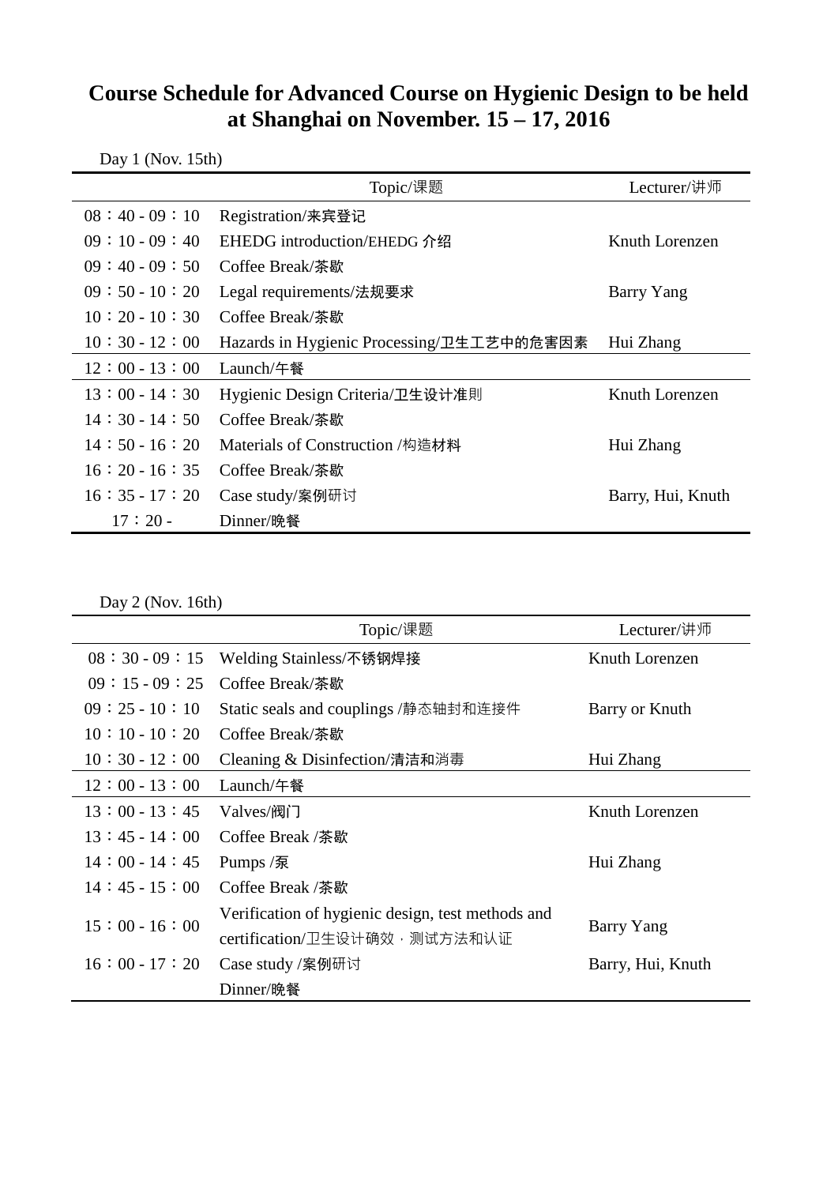# Course Schedule for Advanced Course on Hygienic Design to be held at Shanghai on November. 15 – 17, 2016

Day 1 (Nov. 15th)

| | Topic/课题 | Lecturer/讲师 |
|---|---|---|
| 08：40 - 09：10 | Registration/来宾登记 | |
| 09：10 - 09：40 | EHEDG introduction/EHEDG 介绍 | Knuth Lorenzen |
| 09：40 - 09：50 | Coffee Break/茶歇 | |
| 09：50 - 10：20 | Legal requirements/法规要求 | Barry Yang |
| 10：20 - 10：30 | Coffee Break/茶歇 | |
| 10：30 - 12：00 | Hazards in Hygienic Processing/卫生工艺中的危害因素 | Hui Zhang |
| 12：00 - 13：00 | Launch/午餐 | |
| 13：00 - 14：30 | Hygienic Design Criteria/卫生设计准则 | Knuth Lorenzen |
| 14：30 - 14：50 | Coffee Break/茶歇 | |
| 14：50 - 16：20 | Materials of Construction /构造材料 | Hui Zhang |
| 16：20 - 16：35 | Coffee Break/茶歇 | |
| 16：35 - 17：20 | Case study/案例研讨 | Barry, Hui, Knuth |
| 17：20 - | Dinner/晚餐 | |

Day 2 (Nov. 16th)

| | Topic/课题 | Lecturer/讲师 |
|---|---|---|
| 08：30 - 09：15 | Welding Stainless/不锈钢焊接 | Knuth Lorenzen |
| 09：15 - 09：25 | Coffee Break/茶歇 | |
| 09：25 - 10：10 | Static seals and couplings /静态轴封和连接件 | Barry or Knuth |
| 10：10 - 10：20 | Coffee Break/茶歇 | |
| 10：30 - 12：00 | Cleaning & Disinfection/清洁和消毒 | Hui Zhang |
| 12：00 - 13：00 | Launch/午餐 | |
| 13：00 - 13：45 | Valves/阀门 | Knuth Lorenzen |
| 13：45 - 14：00 | Coffee Break /茶歇 | |
| 14：00 - 14：45 | Pumps /泵 | Hui Zhang |
| 14：45 - 15：00 | Coffee Break /茶歇 | |
| 15：00 - 16：00 | Verification of hygienic design, test methods and certification/卫生设计确效，测试方法和认证 | Barry Yang |
| 16：00 - 17：20 | Case study /案例研讨 | Barry, Hui, Knuth |
| | Dinner/晚餐 | |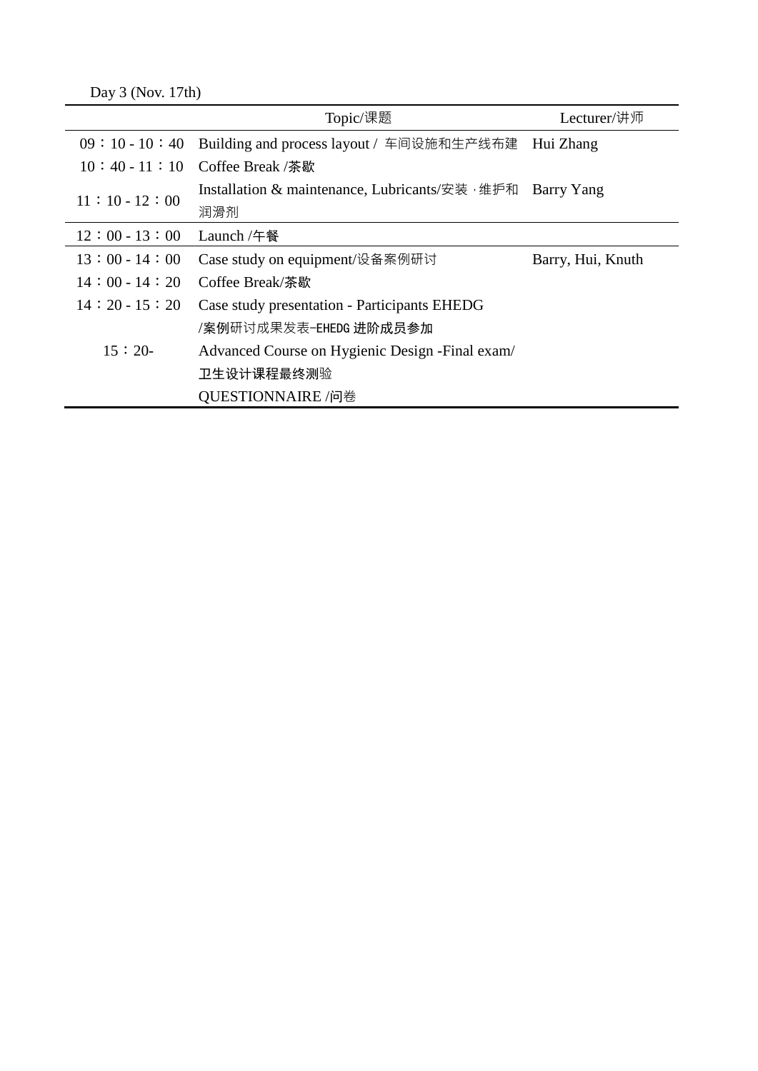Day 3 (Nov. 17th)

| | Topic/课题 | Lecturer/讲师 |
|---|---|---|
| 09：10 - 10：40 | Building and process layout / 车间设施和生产线布建 | Hui Zhang |
| 10：40 - 11：10 | Coffee Break /茶歇 | |
| 11：10 - 12：00 | Installation & maintenance, Lubricants/安装 · 维护和润滑剂 | Barry Yang |
| 12：00 - 13：00 | Launch /午餐 | |
| 13：00 - 14：00 | Case study on equipment/设备案例研讨 | Barry, Hui, Knuth |
| 14：00 - 14：20 | Coffee Break/茶歇 | |
| 14：20 - 15：20 | Case study presentation - Participants EHEDG /案例研讨成果发表–EHEDG 进阶成员参加 | |
| 15：20- | Advanced Course on Hygienic Design -Final exam/ 卫生设计课程最终测验 QUESTIONNAIRE /问卷 | |